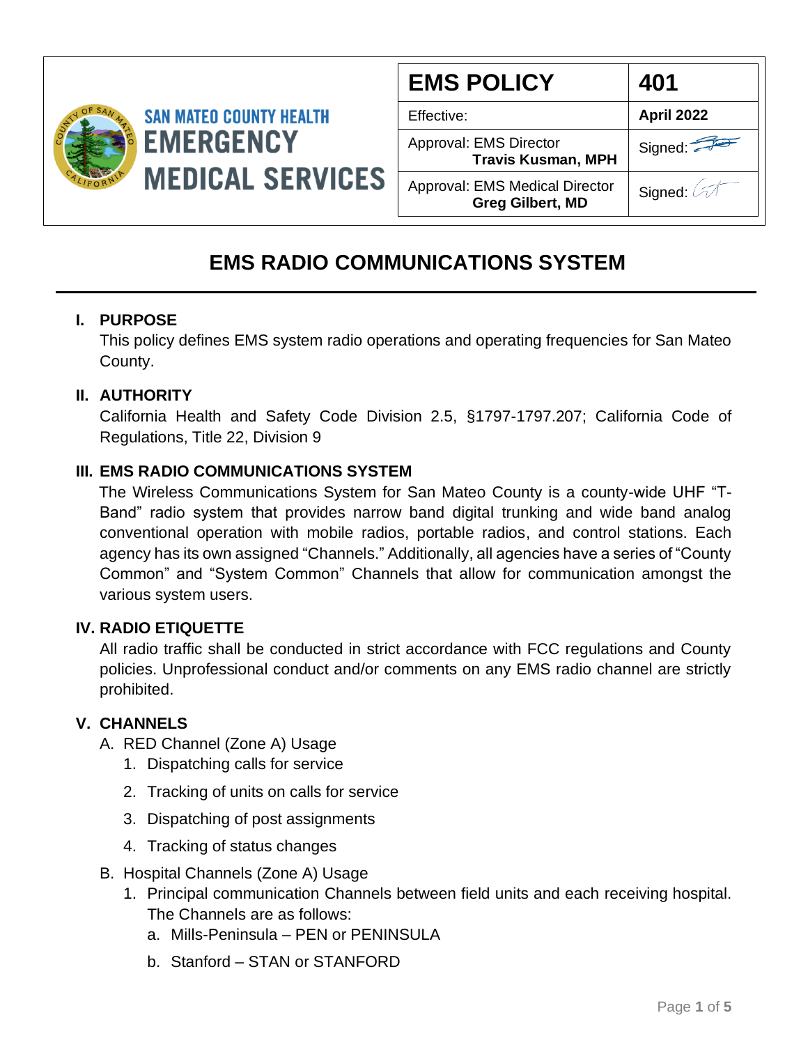SAN MATEO COUNTY HEALTH
EMERGENCY MEDICAL SERVICES

| EMS POLICY | 401 |
|---|---|
| Effective: | April 2022 |
| Approval: EMS Director **Travis Kusman, MPH** | Signed: |
| Approval: EMS Medical Director **Greg Gilbert, MD** | Signed: |

# EMS RADIO COMMUNICATIONS SYSTEM

## I. PURPOSE

This policy defines EMS system radio operations and operating frequencies for San Mateo County.

## II. AUTHORITY

California Health and Safety Code Division 2.5, §1797-1797.207; California Code of Regulations, Title 22, Division 9

## III. EMS RADIO COMMUNICATIONS SYSTEM

The Wireless Communications System for San Mateo County is a county-wide UHF "T-Band" radio system that provides narrow band digital trunking and wide band analog conventional operation with mobile radios, portable radios, and control stations. Each agency has its own assigned "Channels." Additionally, all agencies have a series of "County Common" and "System Common" Channels that allow for communication amongst the various system users.

## IV. RADIO ETIQUETTE

All radio traffic shall be conducted in strict accordance with FCC regulations and County policies. Unprofessional conduct and/or comments on any EMS radio channel are strictly prohibited.

## V. CHANNELS

A. RED Channel (Zone A) Usage
   1. Dispatching calls for service
   2. Tracking of units on calls for service
   3. Dispatching of post assignments
   4. Tracking of status changes

B. Hospital Channels (Zone A) Usage
   1. Principal communication Channels between field units and each receiving hospital. The Channels are as follows:
      a. Mills-Peninsula – PEN or PENINSULA
      b. Stanford – STAN or STANFORD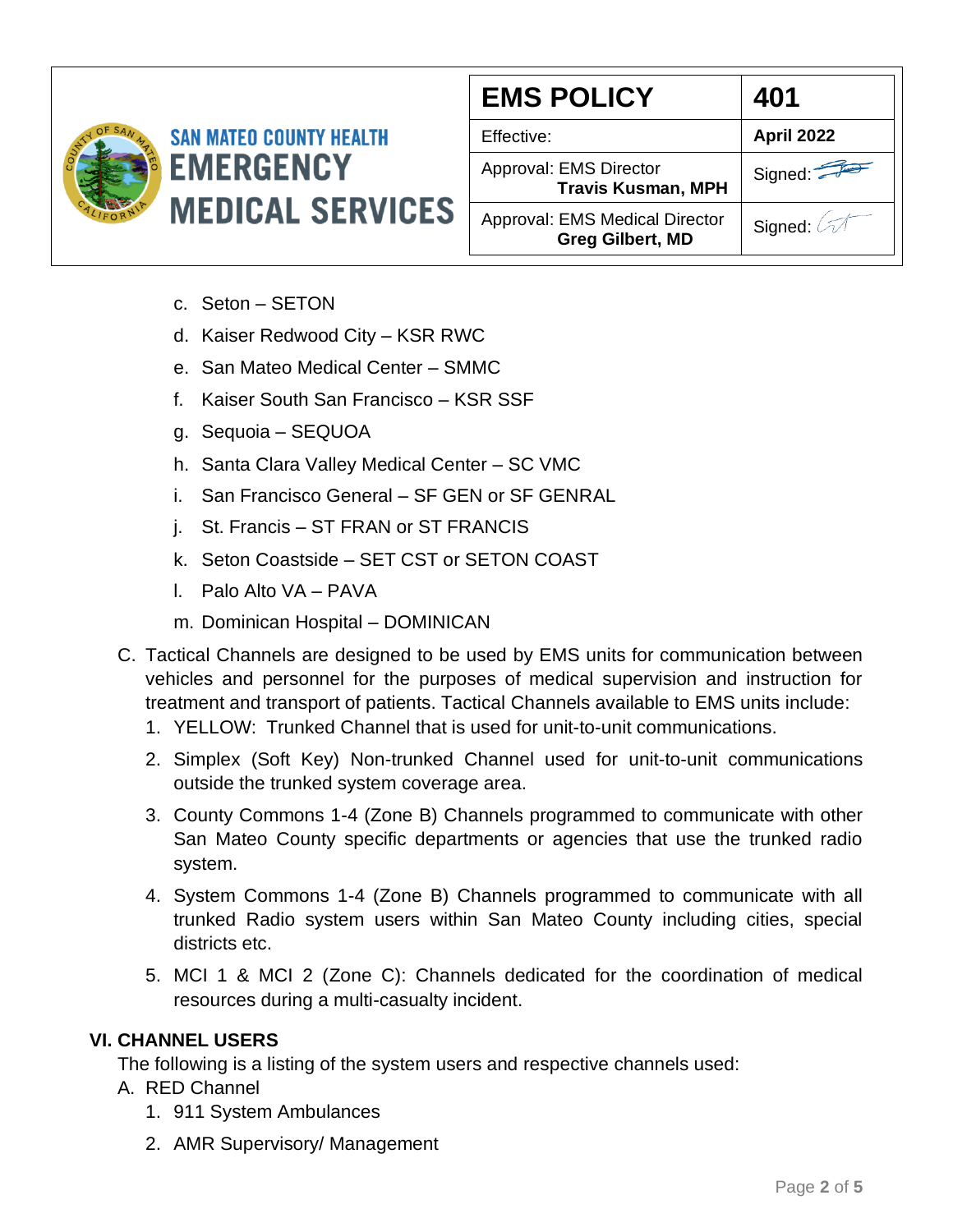c. Seton – SETON
d. Kaiser Redwood City – KSR RWC
e. San Mateo Medical Center – SMMC
f. Kaiser South San Francisco – KSR SSF
g. Sequoia – SEQUOA
h. Santa Clara Valley Medical Center – SC VMC
i. San Francisco General – SF GEN or SF GENRAL
j. St. Francis – ST FRAN or ST FRANCIS
k. Seton Coastside – SET CST or SETON COAST
l. Palo Alto VA – PAVA
m. Dominican Hospital – DOMINICAN

C. Tactical Channels are designed to be used by EMS units for communication between vehicles and personnel for the purposes of medical supervision and instruction for treatment and transport of patients. Tactical Channels available to EMS units include:
   1. YELLOW: Trunked Channel that is used for unit-to-unit communications.
   2. Simplex (Soft Key) Non-trunked Channel used for unit-to-unit communications outside the trunked system coverage area.
   3. County Commons 1-4 (Zone B) Channels programmed to communicate with other San Mateo County specific departments or agencies that use the trunked radio system.
   4. System Commons 1-4 (Zone B) Channels programmed to communicate with all trunked Radio system users within San Mateo County including cities, special districts etc.
   5. MCI 1 & MCI 2 (Zone C): Channels dedicated for the coordination of medical resources during a multi-casualty incident.

## VI. CHANNEL USERS

The following is a listing of the system users and respective channels used:

A. RED Channel
   1. 911 System Ambulances
   2. AMR Supervisory/ Management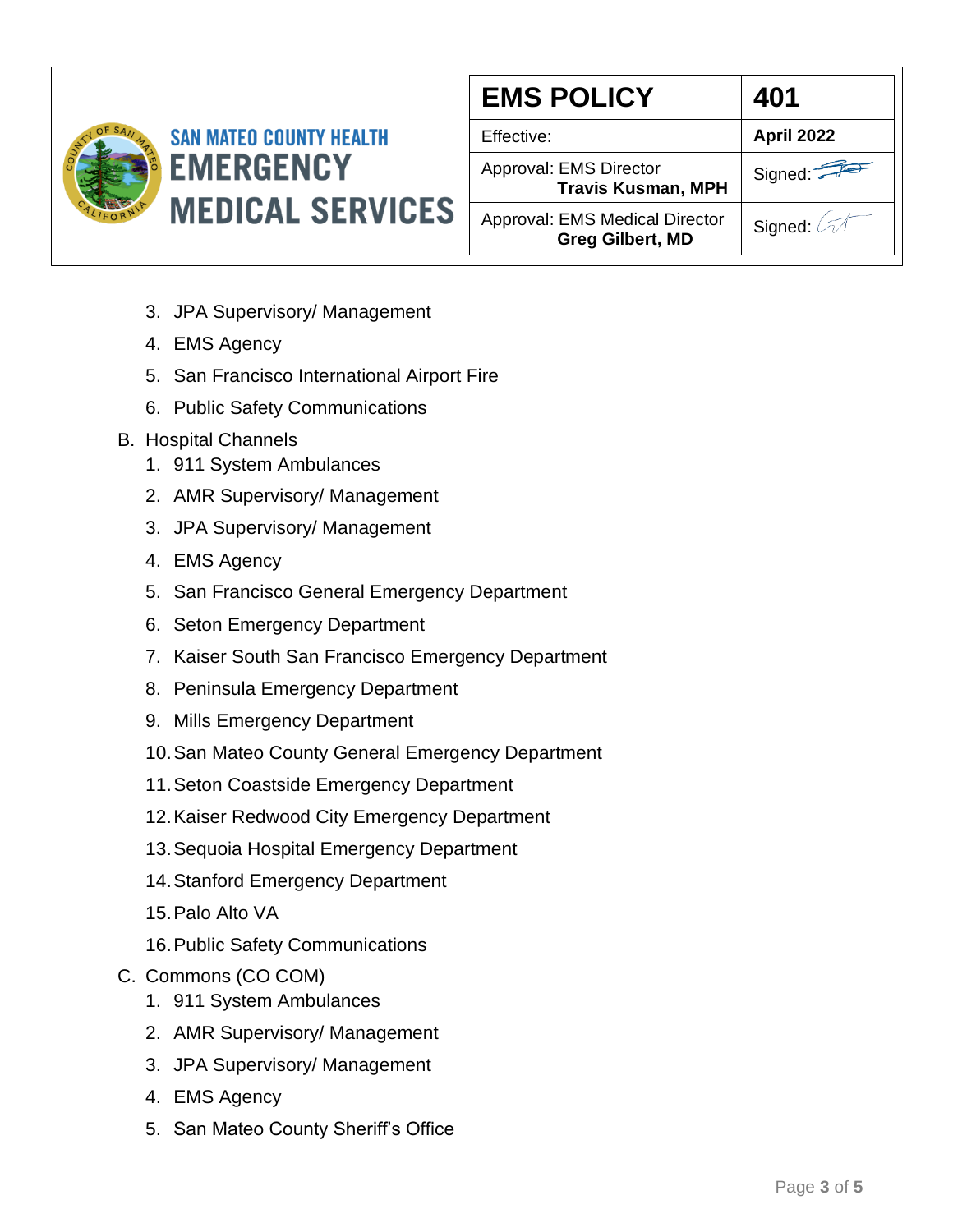3. JPA Supervisory/ Management
4. EMS Agency
5. San Francisco International Airport Fire
6. Public Safety Communications

B. Hospital Channels
1. 911 System Ambulances
2. AMR Supervisory/ Management
3. JPA Supervisory/ Management
4. EMS Agency
5. San Francisco General Emergency Department
6. Seton Emergency Department
7. Kaiser South San Francisco Emergency Department
8. Peninsula Emergency Department
9. Mills Emergency Department
10. San Mateo County General Emergency Department
11. Seton Coastside Emergency Department
12. Kaiser Redwood City Emergency Department
13. Sequoia Hospital Emergency Department
14. Stanford Emergency Department
15. Palo Alto VA
16. Public Safety Communications

C. Commons (CO COM)
1. 911 System Ambulances
2. AMR Supervisory/ Management
3. JPA Supervisory/ Management
4. EMS Agency
5. San Mateo County Sheriff's Office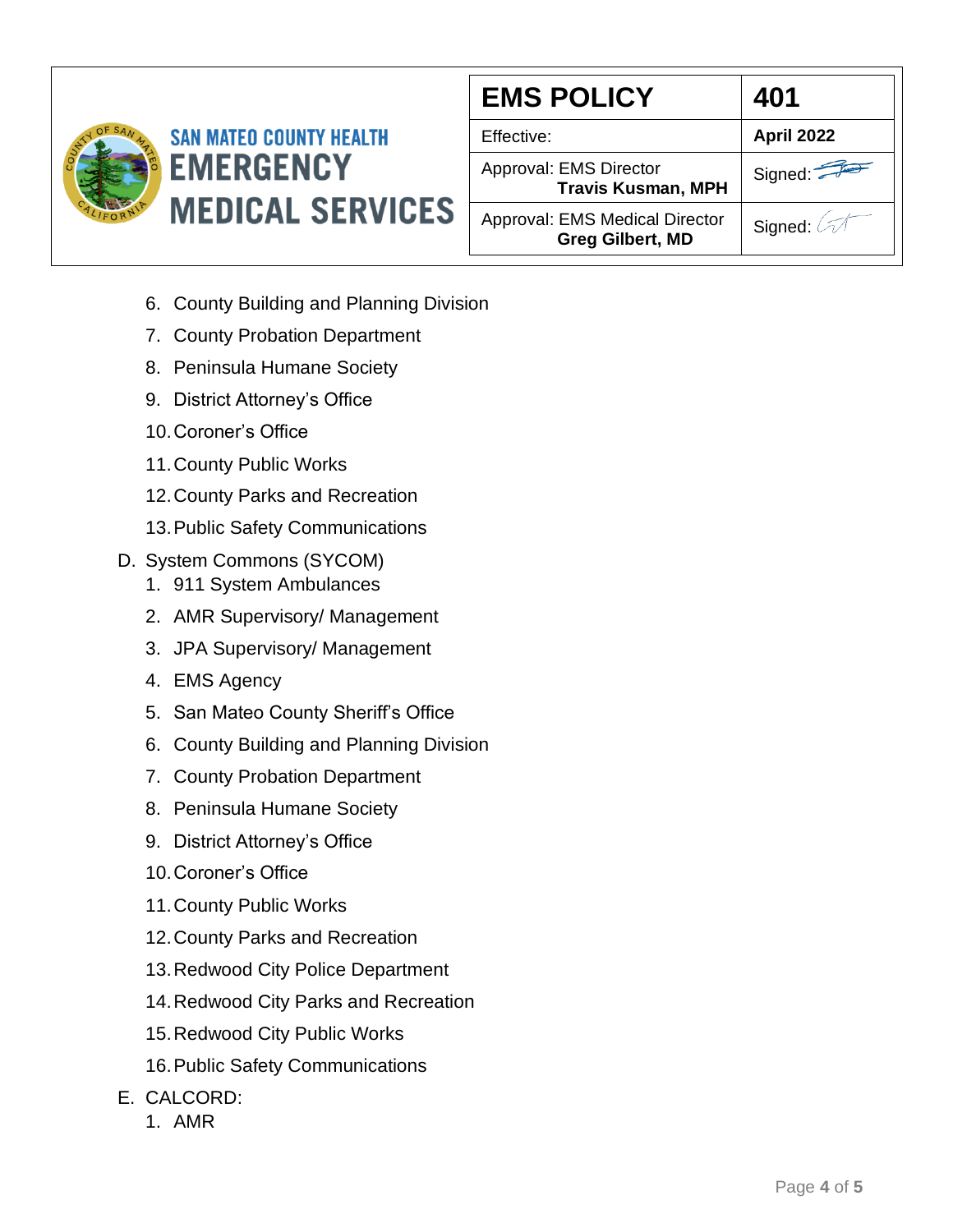6. County Building and Planning Division
7. County Probation Department
8. Peninsula Humane Society
9. District Attorney's Office
10. Coroner's Office
11. County Public Works
12. County Parks and Recreation
13. Public Safety Communications

D. System Commons (SYCOM)
1. 911 System Ambulances
2. AMR Supervisory/ Management
3. JPA Supervisory/ Management
4. EMS Agency
5. San Mateo County Sheriff's Office
6. County Building and Planning Division
7. County Probation Department
8. Peninsula Humane Society
9. District Attorney's Office
10. Coroner's Office
11. County Public Works
12. County Parks and Recreation
13. Redwood City Police Department
14. Redwood City Parks and Recreation
15. Redwood City Public Works
16. Public Safety Communications

E. CALCORD:
1. AMR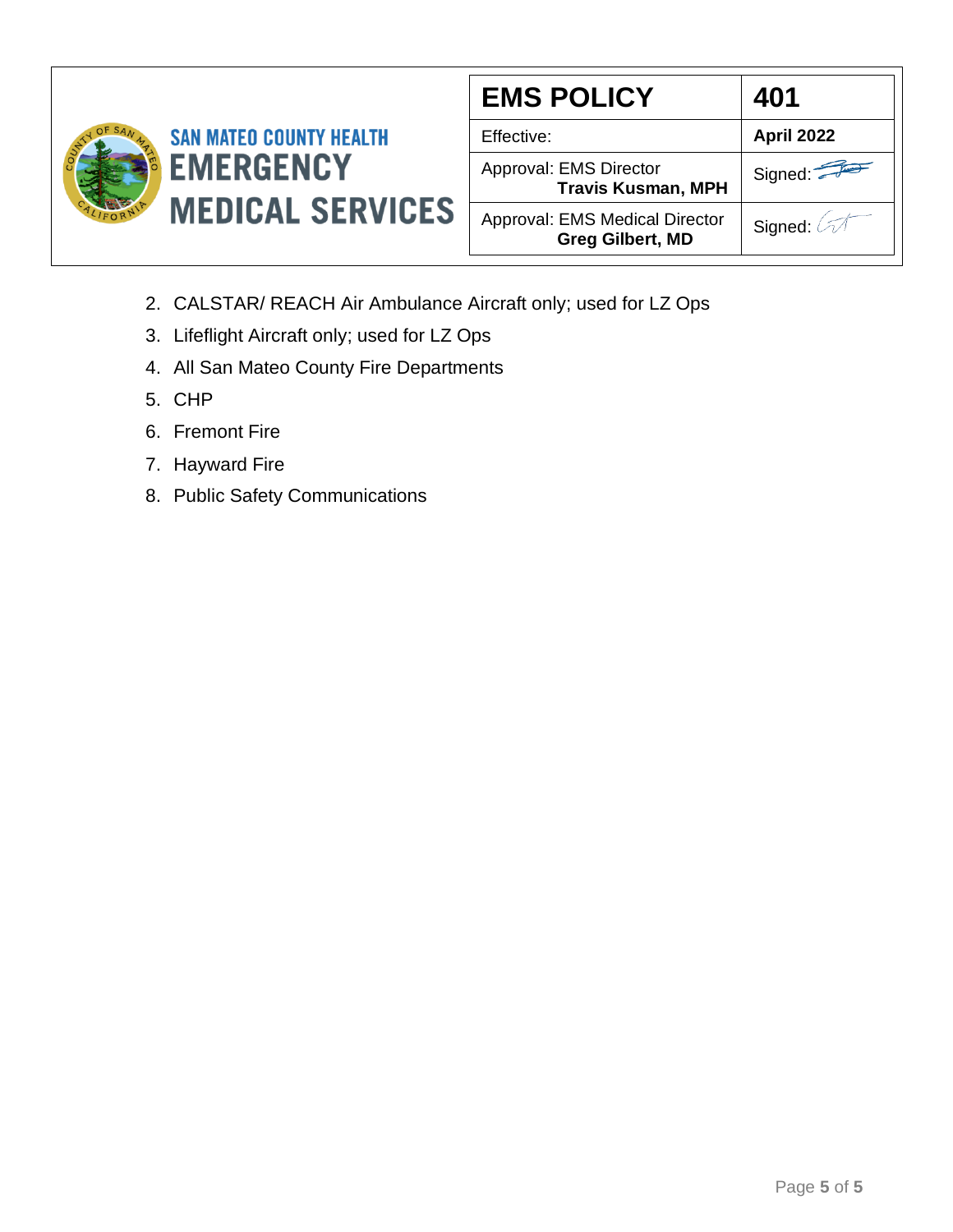2. CALSTAR/ REACH Air Ambulance Aircraft only; used for LZ Ops
3. Lifeflight Aircraft only; used for LZ Ops
4. All San Mateo County Fire Departments
5. CHP
6. Fremont Fire
7. Hayward Fire
8. Public Safety Communications